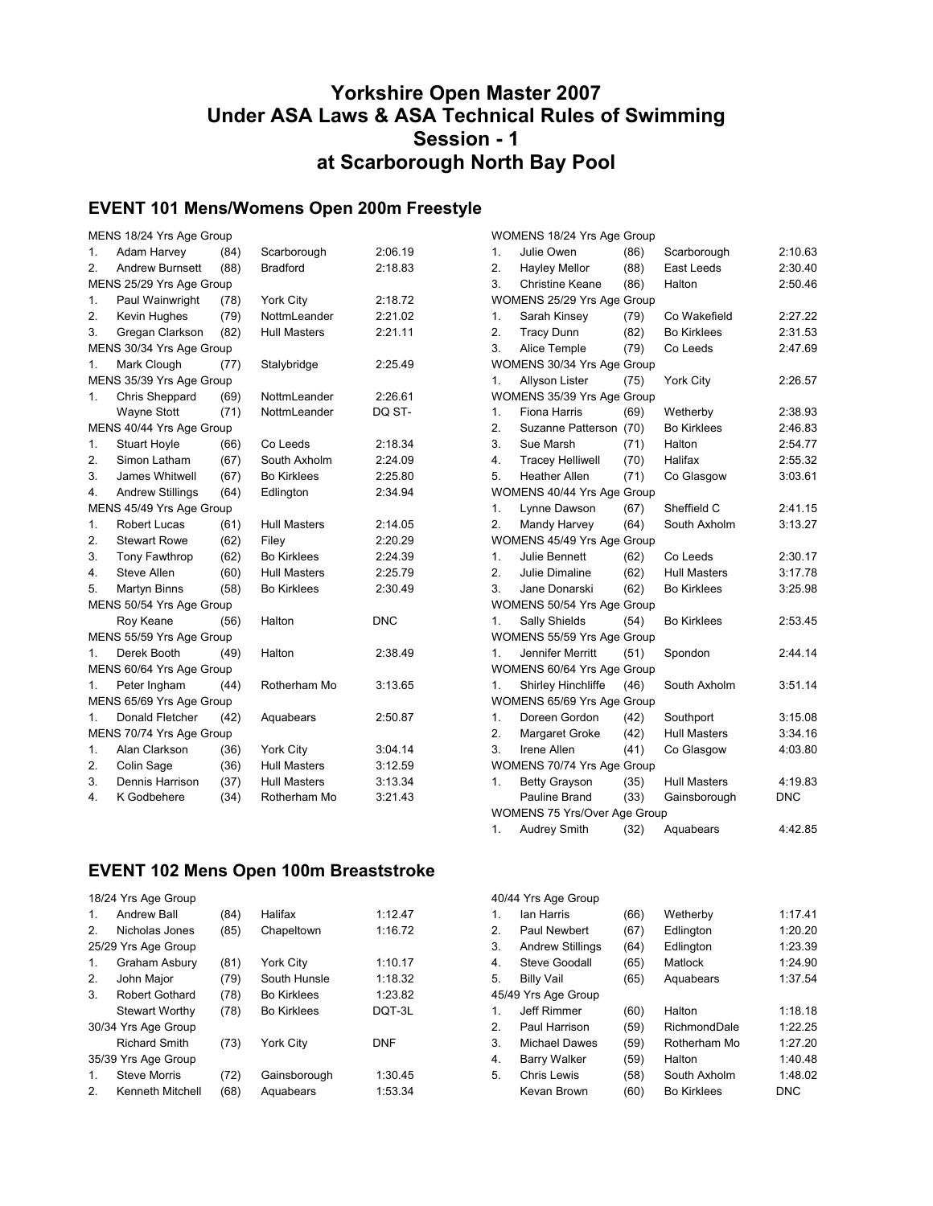# Yorkshire Open Master 2007
# Under ASA Laws & ASA Technical Rules of Swimming
# Session - 1
# at Scarborough North Bay Pool

## EVENT 101 Mens/Womens Open 200m Freestyle

MENS 18/24 Yrs Age Group

| | | | | |
|---|---|---|---|---|
| 1. | Adam Harvey | (84) | Scarborough | 2:06.19 |
| 2. | Andrew Burnsett | (88) | Bradford | 2:18.83 |

MENS 25/29 Yrs Age Group

| | | | | |
|---|---|---|---|---|
| 1. | Paul Wainwright | (78) | York City | 2:18.72 |
| 2. | Kevin Hughes | (79) | NottmLeander | 2:21.02 |
| 3. | Gregan Clarkson | (82) | Hull Masters | 2:21.11 |

MENS 30/34 Yrs Age Group

| | | | | |
|---|---|---|---|---|
| 1. | Mark Clough | (77) | Stalybridge | 2:25.49 |

MENS 35/39 Yrs Age Group

| | | | | |
|---|---|---|---|---|
| 1. | Chris Sheppard | (69) | NottmLeander | 2:26.61 |
| | Wayne Stott | (71) | NottmLeander | DQ ST- |

MENS 40/44 Yrs Age Group

| | | | | |
|---|---|---|---|---|
| 1. | Stuart Hoyle | (66) | Co Leeds | 2:18.34 |
| 2. | Simon Latham | (67) | South Axholm | 2:24.09 |
| 3. | James Whitwell | (67) | Bo Kirklees | 2:25.80 |
| 4. | Andrew Stillings | (64) | Edlington | 2:34.94 |

MENS 45/49 Yrs Age Group

| | | | | |
|---|---|---|---|---|
| 1. | Robert Lucas | (61) | Hull Masters | 2:14.05 |
| 2. | Stewart Rowe | (62) | Filey | 2:20.29 |
| 3. | Tony Fawthrop | (62) | Bo Kirklees | 2:24.39 |
| 4. | Steve Allen | (60) | Hull Masters | 2:25.79 |
| 5. | Martyn Binns | (58) | Bo Kirklees | 2:30.49 |

MENS 50/54 Yrs Age Group

| | | | | |
|---|---|---|---|---|
| | Roy Keane | (56) | Halton | DNC |

MENS 55/59 Yrs Age Group

| | | | | |
|---|---|---|---|---|
| 1. | Derek Booth | (49) | Halton | 2:38.49 |

MENS 60/64 Yrs Age Group

| | | | | |
|---|---|---|---|---|
| 1. | Peter Ingham | (44) | Rotherham Mo | 3:13.65 |

MENS 65/69 Yrs Age Group

| | | | | |
|---|---|---|---|---|
| 1. | Donald Fletcher | (42) | Aquabears | 2:50.87 |

MENS 70/74 Yrs Age Group

| | | | | |
|---|---|---|---|---|
| 1. | Alan Clarkson | (36) | York City | 3:04.14 |
| 2. | Colin Sage | (36) | Hull Masters | 3:12.59 |
| 3. | Dennis Harrison | (37) | Hull Masters | 3:13.34 |
| 4. | K Godbehere | (34) | Rotherham Mo | 3:21.43 |

WOMENS 18/24 Yrs Age Group

| | | | | |
|---|---|---|---|---|
| 1. | Julie Owen | (86) | Scarborough | 2:10.63 |
| 2. | Hayley Mellor | (88) | East Leeds | 2:30.40 |
| 3. | Christine Keane | (86) | Halton | 2:50.46 |

WOMENS 25/29 Yrs Age Group

| | | | | |
|---|---|---|---|---|
| 1. | Sarah Kinsey | (79) | Co Wakefield | 2:27.22 |
| 2. | Tracy Dunn | (82) | Bo Kirklees | 2:31.53 |
| 3. | Alice Temple | (79) | Co Leeds | 2:47.69 |

WOMENS 30/34 Yrs Age Group

| | | | | |
|---|---|---|---|---|
| 1. | Allyson Lister | (75) | York City | 2:26.57 |

WOMENS 35/39 Yrs Age Group

| | | | | |
|---|---|---|---|---|
| 1. | Fiona Harris | (69) | Wetherby | 2:38.93 |
| 2. | Suzanne Patterson | (70) | Bo Kirklees | 2:46.83 |
| 3. | Sue Marsh | (71) | Halton | 2:54.77 |
| 4. | Tracey Helliwell | (70) | Halifax | 2:55.32 |
| 5. | Heather Allen | (71) | Co Glasgow | 3:03.61 |

WOMENS 40/44 Yrs Age Group

| | | | | |
|---|---|---|---|---|
| 1. | Lynne Dawson | (67) | Sheffield C | 2:41.15 |
| 2. | Mandy Harvey | (64) | South Axholm | 3:13.27 |

WOMENS 45/49 Yrs Age Group

| | | | | |
|---|---|---|---|---|
| 1. | Julie Bennett | (62) | Co Leeds | 2:30.17 |
| 2. | Julie Dimaline | (62) | Hull Masters | 3:17.78 |
| 3. | Jane Donarski | (62) | Bo Kirklees | 3:25.98 |

WOMENS 50/54 Yrs Age Group

| | | | | |
|---|---|---|---|---|
| 1. | Sally Shields | (54) | Bo Kirklees | 2:53.45 |

WOMENS 55/59 Yrs Age Group

| | | | | |
|---|---|---|---|---|
| 1. | Jennifer Merritt | (51) | Spondon | 2:44.14 |

WOMENS 60/64 Yrs Age Group

| | | | | |
|---|---|---|---|---|
| 1. | Shirley Hinchliffe | (46) | South Axholm | 3:51.14 |

WOMENS 65/69 Yrs Age Group

| | | | | |
|---|---|---|---|---|
| 1. | Doreen Gordon | (42) | Southport | 3:15.08 |
| 2. | Margaret Groke | (42) | Hull Masters | 3:34.16 |
| 3. | Irene Allen | (41) | Co Glasgow | 4:03.80 |

WOMENS 70/74 Yrs Age Group

| | | | | |
|---|---|---|---|---|
| 1. | Betty Grayson | (35) | Hull Masters | 4:19.83 |
| | Pauline Brand | (33) | Gainsborough | DNC |

WOMENS 75 Yrs/Over Age Group

| | | | | |
|---|---|---|---|---|
| 1. | Audrey Smith | (32) | Aquabears | 4:42.85 |

## EVENT 102 Mens Open 100m Breaststroke

18/24 Yrs Age Group

| | | | | |
|---|---|---|---|---|
| 1. | Andrew Ball | (84) | Halifax | 1:12.47 |
| 2. | Nicholas Jones | (85) | Chapeltown | 1:16.72 |

25/29 Yrs Age Group

| | | | | |
|---|---|---|---|---|
| 1. | Graham Asbury | (81) | York City | 1:10.17 |
| 2. | John Major | (79) | South Hunsle | 1:18.32 |
| 3. | Robert Gothard | (78) | Bo Kirklees | 1:23.82 |
| | Stewart Worthy | (78) | Bo Kirklees | DQT-3L |

30/34 Yrs Age Group

| | | | | |
|---|---|---|---|---|
| | Richard Smith | (73) | York City | DNF |

35/39 Yrs Age Group

| | | | | |
|---|---|---|---|---|
| 1. | Steve Morris | (72) | Gainsborough | 1:30.45 |
| 2. | Kenneth Mitchell | (68) | Aquabears | 1:53.34 |

40/44 Yrs Age Group

| | | | | |
|---|---|---|---|---|
| 1. | Ian Harris | (66) | Wetherby | 1:17.41 |
| 2. | Paul Newbert | (67) | Edlington | 1:20.20 |
| 3. | Andrew Stillings | (64) | Edlington | 1:23.39 |
| 4. | Steve Goodall | (65) | Matlock | 1:24.90 |
| 5. | Billy Vail | (65) | Aquabears | 1:37.54 |

45/49 Yrs Age Group

| | | | | |
|---|---|---|---|---|
| 1. | Jeff Rimmer | (60) | Halton | 1:18.18 |
| 2. | Paul Harrison | (59) | RichmondDale | 1:22.25 |
| 3. | Michael Dawes | (59) | Rotherham Mo | 1:27.20 |
| 4. | Barry Walker | (59) | Halton | 1:40.48 |
| 5. | Chris Lewis | (58) | South Axholm | 1:48.02 |
| | Kevan Brown | (60) | Bo Kirklees | DNC |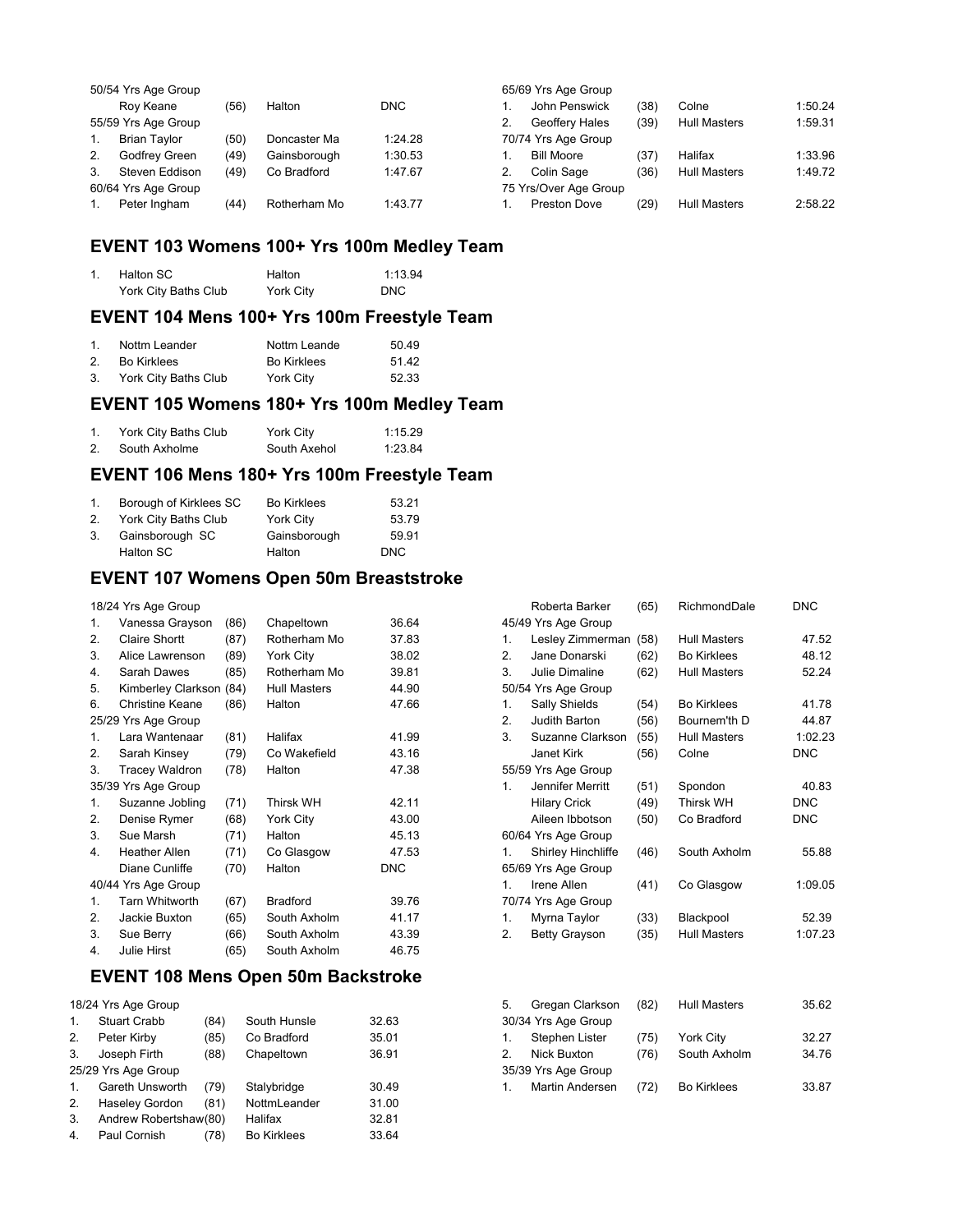50/54 Yrs Age Group

| | Name | Age | Club | Time |
|---|---|---|---|---|
| | Roy Keane | (56) | Halton | DNC |

55/59 Yrs Age Group

| | Name | Age | Club | Time |
|---|---|---|---|---|
| 1. | Brian Taylor | (50) | Doncaster Ma | 1:24.28 |
| 2. | Godfrey Green | (49) | Gainsborough | 1:30.53 |
| 3. | Steven Eddison | (49) | Co Bradford | 1:47.67 |

60/64 Yrs Age Group

| | Name | Age | Club | Time |
|---|---|---|---|---|
| 1. | Peter Ingham | (44) | Rotherham Mo | 1:43.77 |

65/69 Yrs Age Group

| | Name | Age | Club | Time |
|---|---|---|---|---|
| 1. | John Penswick | (38) | Colne | 1:50.24 |
| 2. | Geoffery Hales | (39) | Hull Masters | 1:59.31 |

70/74 Yrs Age Group

| | Name | Age | Club | Time |
|---|---|---|---|---|
| 1. | Bill Moore | (37) | Halifax | 1:33.96 |
| 2. | Colin Sage | (36) | Hull Masters | 1:49.72 |

75 Yrs/Over Age Group

| | Name | Age | Club | Time |
|---|---|---|---|---|
| 1. | Preston Dove | (29) | Hull Masters | 2:58.22 |

## EVENT 103 Womens 100+ Yrs 100m Medley Team

| | Team | Club | Time |
|---|---|---|---|
| 1. | Halton SC | Halton | 1:13.94 |
| | York City Baths Club | York City | DNC |

## EVENT 104 Mens 100+ Yrs 100m Freestyle Team

| | Team | Club | Time |
|---|---|---|---|
| 1. | Nottm Leander | Nottm Leande | 50.49 |
| 2. | Bo Kirklees | Bo Kirklees | 51.42 |
| 3. | York City Baths Club | York City | 52.33 |

## EVENT 105 Womens 180+ Yrs 100m Medley Team

| | Team | Club | Time |
|---|---|---|---|
| 1. | York City Baths Club | York City | 1:15.29 |
| 2. | South Axholme | South Axehol | 1:23.84 |

## EVENT 106 Mens 180+ Yrs 100m Freestyle Team

| | Team | Club | Time |
|---|---|---|---|
| 1. | Borough of Kirklees SC | Bo Kirklees | 53.21 |
| 2. | York City Baths Club | York City | 53.79 |
| 3. | Gainsborough SC | Gainsborough | 59.91 |
| | Halton SC | Halton | DNC |

## EVENT 107 Womens Open 50m Breaststroke

18/24 Yrs Age Group

| | Name | Age | Club | Time |
|---|---|---|---|---|
| 1. | Vanessa Grayson | (86) | Chapeltown | 36.64 |
| 2. | Claire Shortt | (87) | Rotherham Mo | 37.83 |
| 3. | Alice Lawrenson | (89) | York City | 38.02 |
| 4. | Sarah Dawes | (85) | Rotherham Mo | 39.81 |
| 5. | Kimberley Clarkson | (84) | Hull Masters | 44.90 |
| 6. | Christine Keane | (86) | Halton | 47.66 |

25/29 Yrs Age Group

| | Name | Age | Club | Time |
|---|---|---|---|---|
| 1. | Lara Wantenaar | (81) | Halifax | 41.99 |
| 2. | Sarah Kinsey | (79) | Co Wakefield | 43.16 |
| 3. | Tracey Waldron | (78) | Halton | 47.38 |

35/39 Yrs Age Group

| | Name | Age | Club | Time |
|---|---|---|---|---|
| 1. | Suzanne Jobling | (71) | Thirsk WH | 42.11 |
| 2. | Denise Rymer | (68) | York City | 43.00 |
| 3. | Sue Marsh | (71) | Halton | 45.13 |
| 4. | Heather Allen | (71) | Co Glasgow | 47.53 |
| | Diane Cunliffe | (70) | Halton | DNC |

40/44 Yrs Age Group

| | Name | Age | Club | Time |
|---|---|---|---|---|
| 1. | Tarn Whitworth | (67) | Bradford | 39.76 |
| 2. | Jackie Buxton | (65) | South Axholm | 41.17 |
| 3. | Sue Berry | (66) | South Axholm | 43.39 |
| 4. | Julie Hirst | (65) | South Axholm | 46.75 |
| | Roberta Barker | (65) | RichmondDale | DNC |

45/49 Yrs Age Group

| | Name | Age | Club | Time |
|---|---|---|---|---|
| 1. | Lesley Zimmerman | (58) | Hull Masters | 47.52 |
| 2. | Jane Donarski | (62) | Bo Kirklees | 48.12 |
| 3. | Julie Dimaline | (62) | Hull Masters | 52.24 |

50/54 Yrs Age Group

| | Name | Age | Club | Time |
|---|---|---|---|---|
| 1. | Sally Shields | (54) | Bo Kirklees | 41.78 |
| 2. | Judith Barton | (56) | Bournem'th D | 44.87 |
| 3. | Suzanne Clarkson | (55) | Hull Masters | 1:02.23 |
| | Janet Kirk | (56) | Colne | DNC |

55/59 Yrs Age Group

| | Name | Age | Club | Time |
|---|---|---|---|---|
| 1. | Jennifer Merritt | (51) | Spondon | 40.83 |
| | Hilary Crick | (49) | Thirsk WH | DNC |
| | Aileen Ibbotson | (50) | Co Bradford | DNC |

60/64 Yrs Age Group

| | Name | Age | Club | Time |
|---|---|---|---|---|
| 1. | Shirley Hinchliffe | (46) | South Axholm | 55.88 |

65/69 Yrs Age Group

| | Name | Age | Club | Time |
|---|---|---|---|---|
| 1. | Irene Allen | (41) | Co Glasgow | 1:09.05 |

70/74 Yrs Age Group

| | Name | Age | Club | Time |
|---|---|---|---|---|
| 1. | Myrna Taylor | (33) | Blackpool | 52.39 |
| 2. | Betty Grayson | (35) | Hull Masters | 1:07.23 |

## EVENT 108 Mens Open 50m Backstroke

18/24 Yrs Age Group

| | Name | Age | Club | Time |
|---|---|---|---|---|
| 1. | Stuart Crabb | (84) | South Hunsle | 32.63 |
| 2. | Peter Kirby | (85) | Co Bradford | 35.01 |
| 3. | Joseph Firth | (88) | Chapeltown | 36.91 |

25/29 Yrs Age Group

| | Name | Age | Club | Time |
|---|---|---|---|---|
| 1. | Gareth Unsworth | (79) | Stalybridge | 30.49 |
| 2. | Haseley Gordon | (81) | NottmLeander | 31.00 |
| 3. | Andrew Robertshaw | (80) | Halifax | 32.81 |
| 4. | Paul Cornish | (78) | Bo Kirklees | 33.64 |
| 5. | Gregan Clarkson | (82) | Hull Masters | 35.62 |

30/34 Yrs Age Group

| | Name | Age | Club | Time |
|---|---|---|---|---|
| 1. | Stephen Lister | (75) | York City | 32.27 |
| 2. | Nick Buxton | (76) | South Axholm | 34.76 |

35/39 Yrs Age Group

| | Name | Age | Club | Time |
|---|---|---|---|---|
| 1. | Martin Andersen | (72) | Bo Kirklees | 33.87 |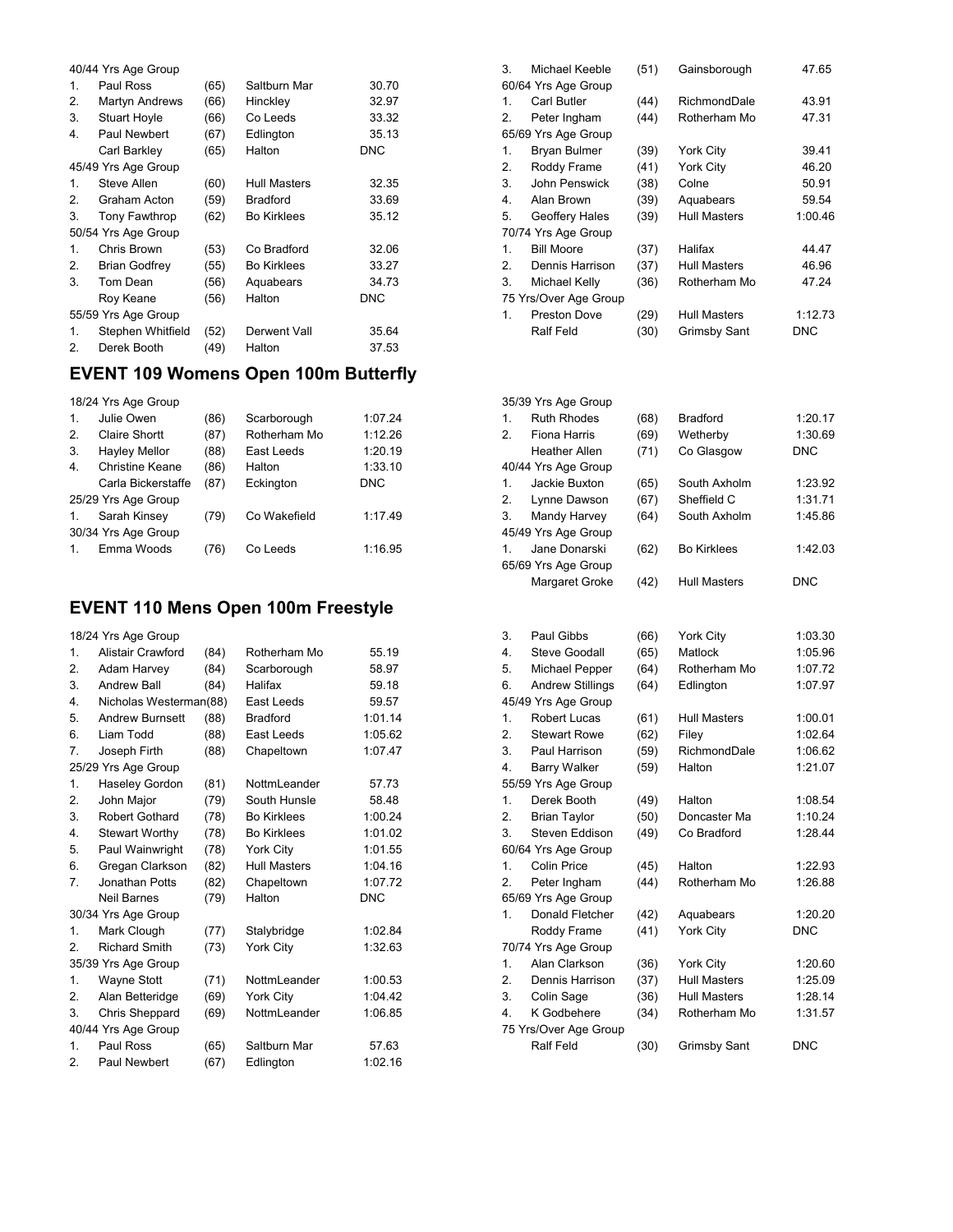40/44 Yrs Age Group

| | | | | |
|---|---|---|---|---|
| 1. | Paul Ross | (65) | Saltburn Mar | 30.70 |
| 2. | Martyn Andrews | (66) | Hinckley | 32.97 |
| 3. | Stuart Hoyle | (66) | Co Leeds | 33.32 |
| 4. | Paul Newbert | (67) | Edlington | 35.13 |
| | Carl Barkley | (65) | Halton | DNC |
| 45/49 Yrs Age Group | | | | |
| 1. | Steve Allen | (60) | Hull Masters | 32.35 |
| 2. | Graham Acton | (59) | Bradford | 33.69 |
| 3. | Tony Fawthrop | (62) | Bo Kirklees | 35.12 |
| 50/54 Yrs Age Group | | | | |
| 1. | Chris Brown | (53) | Co Bradford | 32.06 |
| 2. | Brian Godfrey | (55) | Bo Kirklees | 33.27 |
| 3. | Tom Dean | (56) | Aquabears | 34.73 |
| | Roy Keane | (56) | Halton | DNC |
| 55/59 Yrs Age Group | | | | |
| 1. | Stephen Whitfield | (52) | Derwent Vall | 35.64 |
| 2. | Derek Booth | (49) | Halton | 37.53 |
| 3. | Michael Keeble | (51) | Gainsborough | 47.65 |
| 60/64 Yrs Age Group | | | | |
| 1. | Carl Butler | (44) | RichmondDale | 43.91 |
| 2. | Peter Ingham | (44) | Rotherham Mo | 47.31 |
| 65/69 Yrs Age Group | | | | |
| 1. | Bryan Bulmer | (39) | York City | 39.41 |
| 2. | Roddy Frame | (41) | York City | 46.20 |
| 3. | John Penswick | (38) | Colne | 50.91 |
| 4. | Alan Brown | (39) | Aquabears | 59.54 |
| 5. | Geoffery Hales | (39) | Hull Masters | 1:00.46 |
| 70/74 Yrs Age Group | | | | |
| 1. | Bill Moore | (37) | Halifax | 44.47 |
| 2. | Dennis Harrison | (37) | Hull Masters | 46.96 |
| 3. | Michael Kelly | (36) | Rotherham Mo | 47.24 |
| 75 Yrs/Over Age Group | | | | |
| 1. | Preston Dove | (29) | Hull Masters | 1:12.73 |
| | Ralf Feld | (30) | Grimsby Sant | DNC |

## EVENT 109 Womens Open 100m Butterfly

| | | | | |
|---|---|---|---|---|
| 18/24 Yrs Age Group | | | | |
| 1. | Julie Owen | (86) | Scarborough | 1:07.24 |
| 2. | Claire Shortt | (87) | Rotherham Mo | 1:12.26 |
| 3. | Hayley Mellor | (88) | East Leeds | 1:20.19 |
| 4. | Christine Keane | (86) | Halton | 1:33.10 |
| | Carla Bickerstaffe | (87) | Eckington | DNC |
| 25/29 Yrs Age Group | | | | |
| 1. | Sarah Kinsey | (79) | Co Wakefield | 1:17.49 |
| 30/34 Yrs Age Group | | | | |
| 1. | Emma Woods | (76) | Co Leeds | 1:16.95 |
| 35/39 Yrs Age Group | | | | |
| 1. | Ruth Rhodes | (68) | Bradford | 1:20.17 |
| 2. | Fiona Harris | (69) | Wetherby | 1:30.69 |
| | Heather Allen | (71) | Co Glasgow | DNC |
| 40/44 Yrs Age Group | | | | |
| 1. | Jackie Buxton | (65) | South Axholm | 1:23.92 |
| 2. | Lynne Dawson | (67) | Sheffield C | 1:31.71 |
| 3. | Mandy Harvey | (64) | South Axholm | 1:45.86 |
| 45/49 Yrs Age Group | | | | |
| 1. | Jane Donarski | (62) | Bo Kirklees | 1:42.03 |
| 65/69 Yrs Age Group | | | | |
| | Margaret Groke | (42) | Hull Masters | DNC |

## EVENT 110 Mens Open 100m Freestyle

| | | | | |
|---|---|---|---|---|
| 18/24 Yrs Age Group | | | | |
| 1. | Alistair Crawford | (84) | Rotherham Mo | 55.19 |
| 2. | Adam Harvey | (84) | Scarborough | 58.97 |
| 3. | Andrew Ball | (84) | Halifax | 59.18 |
| 4. | Nicholas Westerman | (88) | East Leeds | 59.57 |
| 5. | Andrew Burnsett | (88) | Bradford | 1:01.14 |
| 6. | Liam Todd | (88) | East Leeds | 1:05.62 |
| 7. | Joseph Firth | (88) | Chapeltown | 1:07.47 |
| 25/29 Yrs Age Group | | | | |
| 1. | Haseley Gordon | (81) | NottmLeander | 57.73 |
| 2. | John Major | (79) | South Hunsle | 58.48 |
| 3. | Robert Gothard | (78) | Bo Kirklees | 1:00.24 |
| 4. | Stewart Worthy | (78) | Bo Kirklees | 1:01.02 |
| 5. | Paul Wainwright | (78) | York City | 1:01.55 |
| 6. | Gregan Clarkson | (82) | Hull Masters | 1:04.16 |
| 7. | Jonathan Potts | (82) | Chapeltown | 1:07.72 |
| | Neil Barnes | (79) | Halton | DNC |
| 30/34 Yrs Age Group | | | | |
| 1. | Mark Clough | (77) | Stalybridge | 1:02.84 |
| 2. | Richard Smith | (73) | York City | 1:32.63 |
| 35/39 Yrs Age Group | | | | |
| 1. | Wayne Stott | (71) | NottmLeander | 1:00.53 |
| 2. | Alan Betteridge | (69) | York City | 1:04.42 |
| 3. | Chris Sheppard | (69) | NottmLeander | 1:06.85 |
| 40/44 Yrs Age Group | | | | |
| 1. | Paul Ross | (65) | Saltburn Mar | 57.63 |
| 2. | Paul Newbert | (67) | Edlington | 1:02.16 |
| 3. | Paul Gibbs | (66) | York City | 1:03.30 |
| 4. | Steve Goodall | (65) | Matlock | 1:05.96 |
| 5. | Michael Pepper | (64) | Rotherham Mo | 1:07.72 |
| 6. | Andrew Stillings | (64) | Edlington | 1:07.97 |
| 45/49 Yrs Age Group | | | | |
| 1. | Robert Lucas | (61) | Hull Masters | 1:00.01 |
| 2. | Stewart Rowe | (62) | Filey | 1:02.64 |
| 3. | Paul Harrison | (59) | RichmondDale | 1:06.62 |
| 4. | Barry Walker | (59) | Halton | 1:21.07 |
| 55/59 Yrs Age Group | | | | |
| 1. | Derek Booth | (49) | Halton | 1:08.54 |
| 2. | Brian Taylor | (50) | Doncaster Ma | 1:10.24 |
| 3. | Steven Eddison | (49) | Co Bradford | 1:28.44 |
| 60/64 Yrs Age Group | | | | |
| 1. | Colin Price | (45) | Halton | 1:22.93 |
| 2. | Peter Ingham | (44) | Rotherham Mo | 1:26.88 |
| 65/69 Yrs Age Group | | | | |
| 1. | Donald Fletcher | (42) | Aquabears | 1:20.20 |
| | Roddy Frame | (41) | York City | DNC |
| 70/74 Yrs Age Group | | | | |
| 1. | Alan Clarkson | (36) | York City | 1:20.60 |
| 2. | Dennis Harrison | (37) | Hull Masters | 1:25.09 |
| 3. | Colin Sage | (36) | Hull Masters | 1:28.14 |
| 4. | K Godbehere | (34) | Rotherham Mo | 1:31.57 |
| 75 Yrs/Over Age Group | | | | |
| | Ralf Feld | (30) | Grimsby Sant | DNC |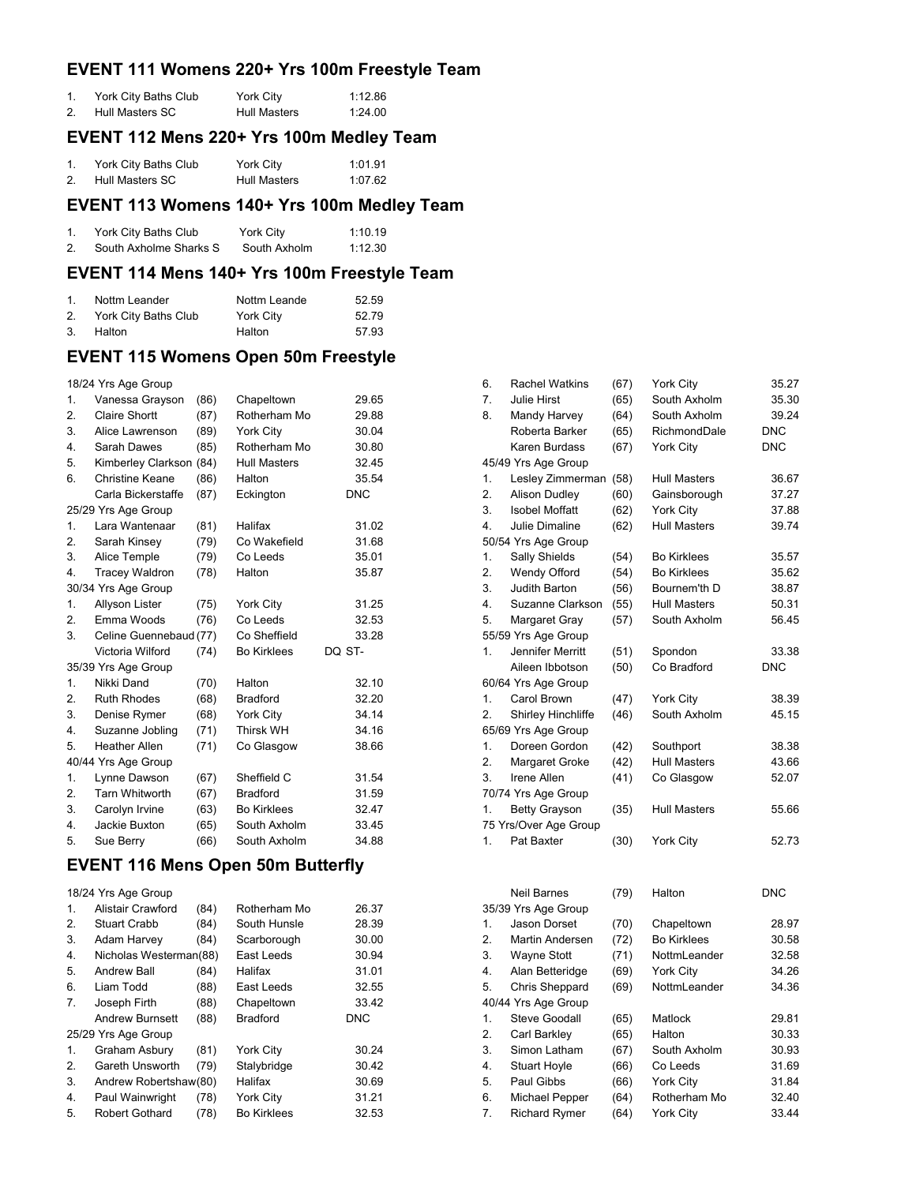## EVENT 111 Womens 220+ Yrs 100m Freestyle Team

| | | | |
|---|---|---|---|
| 1. | York City Baths Club | York City | 1:12.86 |
| 2. | Hull Masters SC | Hull Masters | 1:24.00 |

## EVENT 112 Mens 220+ Yrs 100m Medley Team

| | | | |
|---|---|---|---|
| 1. | York City Baths Club | York City | 1:01.91 |
| 2. | Hull Masters SC | Hull Masters | 1:07.62 |

## EVENT 113 Womens 140+ Yrs 100m Medley Team

| | | | |
|---|---|---|---|
| 1. | York City Baths Club | York City | 1:10.19 |
| 2. | South Axholme Sharks S | South Axholm | 1:12.30 |

## EVENT 114 Mens 140+ Yrs 100m Freestyle Team

| | | | |
|---|---|---|---|
| 1. | Nottm Leander | Nottm Leande | 52.59 |
| 2. | York City Baths Club | York City | 52.79 |
| 3. | Halton | Halton | 57.93 |

## EVENT 115 Womens Open 50m Freestyle

| | | | | |
|---|---|---|---|---|
| 18/24 Yrs Age Group | | | | |
| 1. | Vanessa Grayson | (86) | Chapeltown | 29.65 |
| 2. | Claire Shortt | (87) | Rotherham Mo | 29.88 |
| 3. | Alice Lawrenson | (89) | York City | 30.04 |
| 4. | Sarah Dawes | (85) | Rotherham Mo | 30.80 |
| 5. | Kimberley Clarkson | (84) | Hull Masters | 32.45 |
| 6. | Christine Keane | (86) | Halton | 35.54 |
| | Carla Bickerstaffe | (87) | Eckington | DNC |
| 25/29 Yrs Age Group | | | | |
| 1. | Lara Wantenaar | (81) | Halifax | 31.02 |
| 2. | Sarah Kinsey | (79) | Co Wakefield | 31.68 |
| 3. | Alice Temple | (79) | Co Leeds | 35.01 |
| 4. | Tracey Waldron | (78) | Halton | 35.87 |
| 30/34 Yrs Age Group | | | | |
| 1. | Allyson Lister | (75) | York City | 31.25 |
| 2. | Emma Woods | (76) | Co Leeds | 32.53 |
| 3. | Celine Guennebaud | (77) | Co Sheffield | 33.28 |
| | Victoria Wilford | (74) | Bo Kirklees | DQ ST- |
| 35/39 Yrs Age Group | | | | |
| 1. | Nikki Dand | (70) | Halton | 32.10 |
| 2. | Ruth Rhodes | (68) | Bradford | 32.20 |
| 3. | Denise Rymer | (68) | York City | 34.14 |
| 4. | Suzanne Jobling | (71) | Thirsk WH | 34.16 |
| 5. | Heather Allen | (71) | Co Glasgow | 38.66 |
| 40/44 Yrs Age Group | | | | |
| 1. | Lynne Dawson | (67) | Sheffield C | 31.54 |
| 2. | Tarn Whitworth | (67) | Bradford | 31.59 |
| 3. | Carolyn Irvine | (63) | Bo Kirklees | 32.47 |
| 4. | Jackie Buxton | (65) | South Axholm | 33.45 |
| 5. | Sue Berry | (66) | South Axholm | 34.88 |
| 6. | Rachel Watkins | (67) | York City | 35.27 |
| 7. | Julie Hirst | (65) | South Axholm | 35.30 |
| 8. | Mandy Harvey | (64) | South Axholm | 39.24 |
| | Roberta Barker | (65) | RichmondDale | DNC |
| | Karen Burdass | (67) | York City | DNC |
| 45/49 Yrs Age Group | | | | |
| 1. | Lesley Zimmerman | (58) | Hull Masters | 36.67 |
| 2. | Alison Dudley | (60) | Gainsborough | 37.27 |
| 3. | Isobel Moffatt | (62) | York City | 37.88 |
| 4. | Julie Dimaline | (62) | Hull Masters | 39.74 |
| 50/54 Yrs Age Group | | | | |
| 1. | Sally Shields | (54) | Bo Kirklees | 35.57 |
| 2. | Wendy Offord | (54) | Bo Kirklees | 35.62 |
| 3. | Judith Barton | (56) | Bournem'th D | 38.87 |
| 4. | Suzanne Clarkson | (55) | Hull Masters | 50.31 |
| 5. | Margaret Gray | (57) | South Axholm | 56.45 |
| 55/59 Yrs Age Group | | | | |
| 1. | Jennifer Merritt | (51) | Spondon | 33.38 |
| | Aileen Ibbotson | (50) | Co Bradford | DNC |
| 60/64 Yrs Age Group | | | | |
| 1. | Carol Brown | (47) | York City | 38.39 |
| 2. | Shirley Hinchliffe | (46) | South Axholm | 45.15 |
| 65/69 Yrs Age Group | | | | |
| 1. | Doreen Gordon | (42) | Southport | 38.38 |
| 2. | Margaret Groke | (42) | Hull Masters | 43.66 |
| 3. | Irene Allen | (41) | Co Glasgow | 52.07 |
| 70/74 Yrs Age Group | | | | |
| 1. | Betty Grayson | (35) | Hull Masters | 55.66 |
| 75 Yrs/Over Age Group | | | | |
| 1. | Pat Baxter | (30) | York City | 52.73 |

## EVENT 116 Mens Open 50m Butterfly

| | | | | |
|---|---|---|---|---|
| 18/24 Yrs Age Group | | | | |
| 1. | Alistair Crawford | (84) | Rotherham Mo | 26.37 |
| 2. | Stuart Crabb | (84) | South Hunsle | 28.39 |
| 3. | Adam Harvey | (84) | Scarborough | 30.00 |
| 4. | Nicholas Westerman | (88) | East Leeds | 30.94 |
| 5. | Andrew Ball | (84) | Halifax | 31.01 |
| 6. | Liam Todd | (88) | East Leeds | 32.55 |
| 7. | Joseph Firth | (88) | Chapeltown | 33.42 |
| | Andrew Burnsett | (88) | Bradford | DNC |
| 25/29 Yrs Age Group | | | | |
| 1. | Graham Asbury | (81) | York City | 30.24 |
| 2. | Gareth Unsworth | (79) | Stalybridge | 30.42 |
| 3. | Andrew Robertshaw | (80) | Halifax | 30.69 |
| 4. | Paul Wainwright | (78) | York City | 31.21 |
| 5. | Robert Gothard | (78) | Bo Kirklees | 32.53 |
| | Neil Barnes | (79) | Halton | DNC |
| 35/39 Yrs Age Group | | | | |
| 1. | Jason Dorset | (70) | Chapeltown | 28.97 |
| 2. | Martin Andersen | (72) | Bo Kirklees | 30.58 |
| 3. | Wayne Stott | (71) | NottmLeander | 32.58 |
| 4. | Alan Betteridge | (69) | York City | 34.26 |
| 5. | Chris Sheppard | (69) | NottmLeander | 34.36 |
| 40/44 Yrs Age Group | | | | |
| 1. | Steve Goodall | (65) | Matlock | 29.81 |
| 2. | Carl Barkley | (65) | Halton | 30.33 |
| 3. | Simon Latham | (67) | South Axholm | 30.93 |
| 4. | Stuart Hoyle | (66) | Co Leeds | 31.69 |
| 5. | Paul Gibbs | (66) | York City | 31.84 |
| 6. | Michael Pepper | (64) | Rotherham Mo | 32.40 |
| 7. | Richard Rymer | (64) | York City | 33.44 |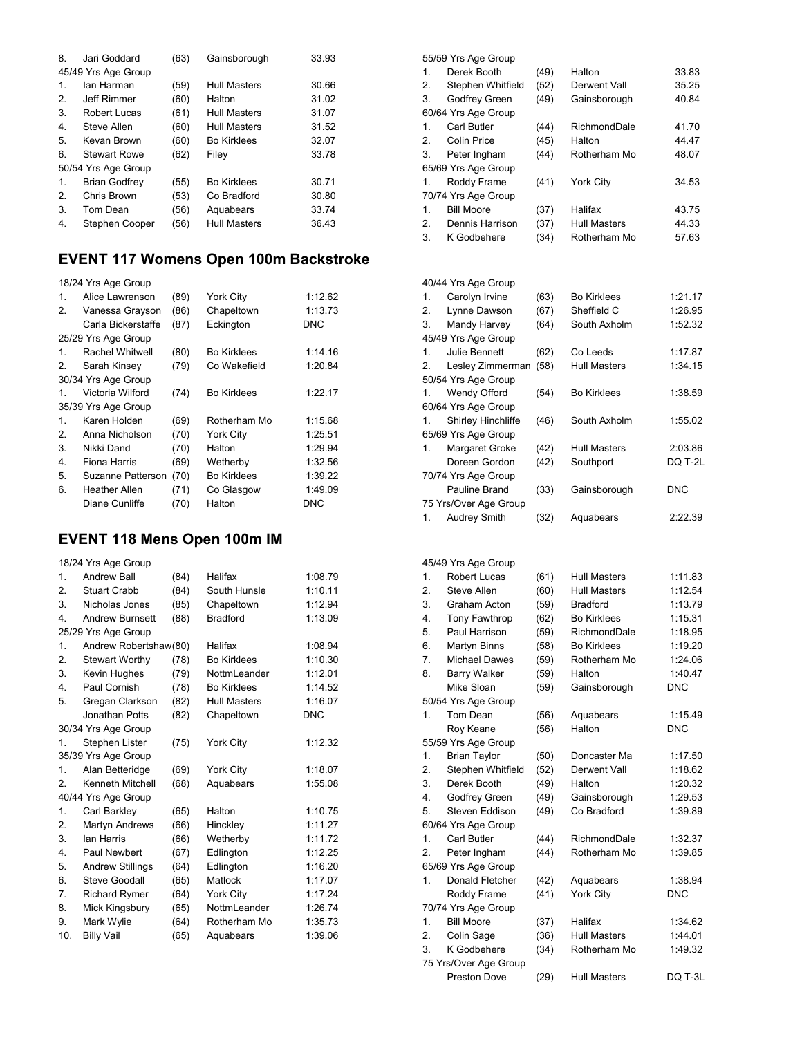| | | | | |
|---|---|---|---|---|
| 8. | Jari Goddard | (63) | Gainsborough | 33.93 |
| 45/49 Yrs Age Group | | | | |
| 1. | Ian Harman | (59) | Hull Masters | 30.66 |
| 2. | Jeff Rimmer | (60) | Halton | 31.02 |
| 3. | Robert Lucas | (61) | Hull Masters | 31.07 |
| 4. | Steve Allen | (60) | Hull Masters | 31.52 |
| 5. | Kevan Brown | (60) | Bo Kirklees | 32.07 |
| 6. | Stewart Rowe | (62) | Filey | 33.78 |
| 50/54 Yrs Age Group | | | | |
| 1. | Brian Godfrey | (55) | Bo Kirklees | 30.71 |
| 2. | Chris Brown | (53) | Co Bradford | 30.80 |
| 3. | Tom Dean | (56) | Aquabears | 33.74 |
| 4. | Stephen Cooper | (56) | Hull Masters | 36.43 |
| 55/59 Yrs Age Group | | | | |
| 1. | Derek Booth | (49) | Halton | 33.83 |
| 2. | Stephen Whitfield | (52) | Derwent Vall | 35.25 |
| 3. | Godfrey Green | (49) | Gainsborough | 40.84 |
| 60/64 Yrs Age Group | | | | |
| 1. | Carl Butler | (44) | RichmondDale | 41.70 |
| 2. | Colin Price | (45) | Halton | 44.47 |
| 3. | Peter Ingham | (44) | Rotherham Mo | 48.07 |
| 65/69 Yrs Age Group | | | | |
| 1. | Roddy Frame | (41) | York City | 34.53 |
| 70/74 Yrs Age Group | | | | |
| 1. | Bill Moore | (37) | Halifax | 43.75 |
| 2. | Dennis Harrison | (37) | Hull Masters | 44.33 |
| 3. | K Godbehere | (34) | Rotherham Mo | 57.63 |

## EVENT 117 Womens Open 100m Backstroke

| | | | | |
|---|---|---|---|---|
| 18/24 Yrs Age Group | | | | |
| 1. | Alice Lawrenson | (89) | York City | 1:12.62 |
| 2. | Vanessa Grayson | (86) | Chapeltown | 1:13.73 |
| | Carla Bickerstaffe | (87) | Eckington | DNC |
| 25/29 Yrs Age Group | | | | |
| 1. | Rachel Whitwell | (80) | Bo Kirklees | 1:14.16 |
| 2. | Sarah Kinsey | (79) | Co Wakefield | 1:20.84 |
| 30/34 Yrs Age Group | | | | |
| 1. | Victoria Wilford | (74) | Bo Kirklees | 1:22.17 |
| 35/39 Yrs Age Group | | | | |
| 1. | Karen Holden | (69) | Rotherham Mo | 1:15.68 |
| 2. | Anna Nicholson | (70) | York City | 1:25.51 |
| 3. | Nikki Dand | (70) | Halton | 1:29.94 |
| 4. | Fiona Harris | (69) | Wetherby | 1:32.56 |
| 5. | Suzanne Patterson | (70) | Bo Kirklees | 1:39.22 |
| 6. | Heather Allen | (71) | Co Glasgow | 1:49.09 |
| | Diane Cunliffe | (70) | Halton | DNC |
| 40/44 Yrs Age Group | | | | |
| 1. | Carolyn Irvine | (63) | Bo Kirklees | 1:21.17 |
| 2. | Lynne Dawson | (67) | Sheffield C | 1:26.95 |
| 3. | Mandy Harvey | (64) | South Axholm | 1:52.32 |
| 45/49 Yrs Age Group | | | | |
| 1. | Julie Bennett | (62) | Co Leeds | 1:17.87 |
| 2. | Lesley Zimmerman | (58) | Hull Masters | 1:34.15 |
| 50/54 Yrs Age Group | | | | |
| 1. | Wendy Offord | (54) | Bo Kirklees | 1:38.59 |
| 60/64 Yrs Age Group | | | | |
| 1. | Shirley Hinchliffe | (46) | South Axholm | 1:55.02 |
| 65/69 Yrs Age Group | | | | |
| 1. | Margaret Groke | (42) | Hull Masters | 2:03.86 |
| | Doreen Gordon | (42) | Southport | DQ T-2L |
| 70/74 Yrs Age Group | | | | |
| | Pauline Brand | (33) | Gainsborough | DNC |
| 75 Yrs/Over Age Group | | | | |
| 1. | Audrey Smith | (32) | Aquabears | 2:22.39 |

## EVENT 118 Mens Open 100m IM

| | | | | |
|---|---|---|---|---|
| 18/24 Yrs Age Group | | | | |
| 1. | Andrew Ball | (84) | Halifax | 1:08.79 |
| 2. | Stuart Crabb | (84) | South Hunsle | 1:10.11 |
| 3. | Nicholas Jones | (85) | Chapeltown | 1:12.94 |
| 4. | Andrew Burnsett | (88) | Bradford | 1:13.09 |
| 25/29 Yrs Age Group | | | | |
| 1. | Andrew Robertshaw | (80) | Halifax | 1:08.94 |
| 2. | Stewart Worthy | (78) | Bo Kirklees | 1:10.30 |
| 3. | Kevin Hughes | (79) | NottmLeander | 1:12.01 |
| 4. | Paul Cornish | (78) | Bo Kirklees | 1:14.52 |
| 5. | Gregan Clarkson | (82) | Hull Masters | 1:16.07 |
| | Jonathan Potts | (82) | Chapeltown | DNC |
| 30/34 Yrs Age Group | | | | |
| 1. | Stephen Lister | (75) | York City | 1:12.32 |
| 35/39 Yrs Age Group | | | | |
| 1. | Alan Betteridge | (69) | York City | 1:18.07 |
| 2. | Kenneth Mitchell | (68) | Aquabears | 1:55.08 |
| 40/44 Yrs Age Group | | | | |
| 1. | Carl Barkley | (65) | Halton | 1:10.75 |
| 2. | Martyn Andrews | (66) | Hinckley | 1:11.27 |
| 3. | Ian Harris | (66) | Wetherby | 1:11.72 |
| 4. | Paul Newbert | (67) | Edlington | 1:12.25 |
| 5. | Andrew Stillings | (64) | Edlington | 1:16.20 |
| 6. | Steve Goodall | (65) | Matlock | 1:17.07 |
| 7. | Richard Rymer | (64) | York City | 1:17.24 |
| 8. | Mick Kingsbury | (65) | NottmLeander | 1:26.74 |
| 9. | Mark Wylie | (64) | Rotherham Mo | 1:35.73 |
| 10. | Billy Vail | (65) | Aquabears | 1:39.06 |
| 45/49 Yrs Age Group | | | | |
| 1. | Robert Lucas | (61) | Hull Masters | 1:11.83 |
| 2. | Steve Allen | (60) | Hull Masters | 1:12.54 |
| 3. | Graham Acton | (59) | Bradford | 1:13.79 |
| 4. | Tony Fawthrop | (62) | Bo Kirklees | 1:15.31 |
| 5. | Paul Harrison | (59) | RichmondDale | 1:18.95 |
| 6. | Martyn Binns | (58) | Bo Kirklees | 1:19.20 |
| 7. | Michael Dawes | (59) | Rotherham Mo | 1:24.06 |
| 8. | Barry Walker | (59) | Halton | 1:40.47 |
| | Mike Sloan | (59) | Gainsborough | DNC |
| 50/54 Yrs Age Group | | | | |
| 1. | Tom Dean | (56) | Aquabears | 1:15.49 |
| | Roy Keane | (56) | Halton | DNC |
| 55/59 Yrs Age Group | | | | |
| 1. | Brian Taylor | (50) | Doncaster Ma | 1:17.50 |
| 2. | Stephen Whitfield | (52) | Derwent Vall | 1:18.62 |
| 3. | Derek Booth | (49) | Halton | 1:20.32 |
| 4. | Godfrey Green | (49) | Gainsborough | 1:29.53 |
| 5. | Steven Eddison | (49) | Co Bradford | 1:39.89 |
| 60/64 Yrs Age Group | | | | |
| 1. | Carl Butler | (44) | RichmondDale | 1:32.37 |
| 2. | Peter Ingham | (44) | Rotherham Mo | 1:39.85 |
| 65/69 Yrs Age Group | | | | |
| 1. | Donald Fletcher | (42) | Aquabears | 1:38.94 |
| | Roddy Frame | (41) | York City | DNC |
| 70/74 Yrs Age Group | | | | |
| 1. | Bill Moore | (37) | Halifax | 1:34.62 |
| 2. | Colin Sage | (36) | Hull Masters | 1:44.01 |
| 3. | K Godbehere | (34) | Rotherham Mo | 1:49.32 |
| 75 Yrs/Over Age Group | | | | |
| | Preston Dove | (29) | Hull Masters | DQ T-3L |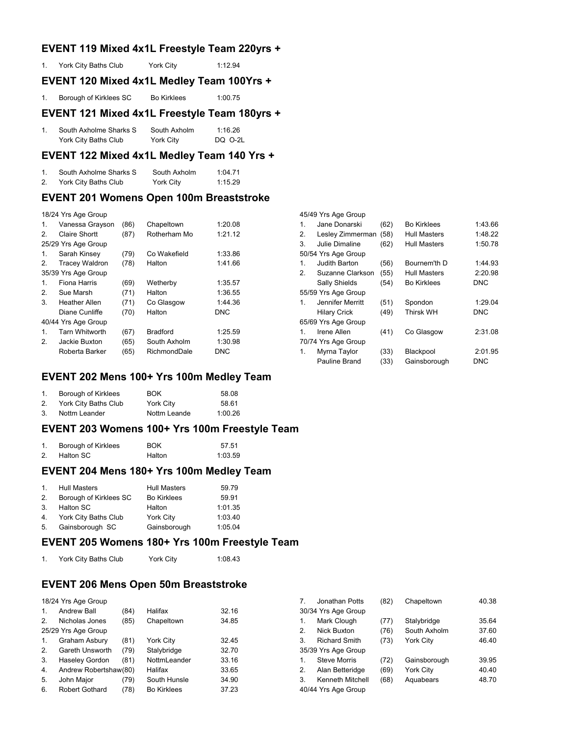## EVENT 119 Mixed 4x1L Freestyle Team 220yrs +

| | | | |
|---|---|---|---|
| 1. | York City Baths Club | York City | 1:12.94 |

## EVENT 120 Mixed 4x1L Medley Team 100Yrs +

| | | | |
|---|---|---|---|
| 1. | Borough of Kirklees SC | Bo Kirklees | 1:00.75 |

## EVENT 121 Mixed 4x1L Freestyle Team 180yrs +

| | | | |
|---|---|---|---|
| 1. | South Axholme Sharks S | South Axholm | 1:16.26 |
| | York City Baths Club | York City | DQ O-2L |

## EVENT 122 Mixed 4x1L Medley Team 140 Yrs +

| | | | |
|---|---|---|---|
| 1. | South Axholme Sharks S | South Axholm | 1:04.71 |
| 2. | York City Baths Club | York City | 1:15.29 |

## EVENT 201 Womens Open 100m Breaststroke

| | | | | |
|---|---|---|---|---|
| 18/24 Yrs Age Group | | | | |
| 1. | Vanessa Grayson | (86) | Chapeltown | 1:20.08 |
| 2. | Claire Shortt | (87) | Rotherham Mo | 1:21.12 |
| 25/29 Yrs Age Group | | | | |
| 1. | Sarah Kinsey | (79) | Co Wakefield | 1:33.86 |
| 2. | Tracey Waldron | (78) | Halton | 1:41.66 |
| 35/39 Yrs Age Group | | | | |
| 1. | Fiona Harris | (69) | Wetherby | 1:35.57 |
| 2. | Sue Marsh | (71) | Halton | 1:36.55 |
| 3. | Heather Allen | (71) | Co Glasgow | 1:44.36 |
| | Diane Cunliffe | (70) | Halton | DNC |
| 40/44 Yrs Age Group | | | | |
| 1. | Tarn Whitworth | (67) | Bradford | 1:25.59 |
| 2. | Jackie Buxton | (65) | South Axholm | 1:30.98 |
| | Roberta Barker | (65) | RichmondDale | DNC |
| 45/49 Yrs Age Group | | | | |
| 1. | Jane Donarski | (62) | Bo Kirklees | 1:43.66 |
| 2. | Lesley Zimmerman | (58) | Hull Masters | 1:48.22 |
| 3. | Julie Dimaline | (62) | Hull Masters | 1:50.78 |
| 50/54 Yrs Age Group | | | | |
| 1. | Judith Barton | (56) | Bournem'th D | 1:44.93 |
| 2. | Suzanne Clarkson | (55) | Hull Masters | 2:20.98 |
| | Sally Shields | (54) | Bo Kirklees | DNC |
| 55/59 Yrs Age Group | | | | |
| 1. | Jennifer Merritt | (51) | Spondon | 1:29.04 |
| | Hilary Crick | (49) | Thirsk WH | DNC |
| 65/69 Yrs Age Group | | | | |
| 1. | Irene Allen | (41) | Co Glasgow | 2:31.08 |
| 70/74 Yrs Age Group | | | | |
| 1. | Myrna Taylor | (33) | Blackpool | 2:01.95 |
| | Pauline Brand | (33) | Gainsborough | DNC |

## EVENT 202 Mens 100+ Yrs 100m Medley Team

| | | | |
|---|---|---|---|
| 1. | Borough of Kirklees | BOK | 58.08 |
| 2. | York City Baths Club | York City | 58.61 |
| 3. | Nottm Leander | Nottm Leande | 1:00.26 |

## EVENT 203 Womens 100+ Yrs 100m Freestyle Team

| | | | |
|---|---|---|---|
| 1. | Borough of Kirklees | BOK | 57.51 |
| 2. | Halton SC | Halton | 1:03.59 |

## EVENT 204 Mens 180+ Yrs 100m Medley Team

| | | | |
|---|---|---|---|
| 1. | Hull Masters | Hull Masters | 59.79 |
| 2. | Borough of Kirklees SC | Bo Kirklees | 59.91 |
| 3. | Halton SC | Halton | 1:01.35 |
| 4. | York City Baths Club | York City | 1:03.40 |
| 5. | Gainsborough SC | Gainsborough | 1:05.04 |

## EVENT 205 Womens 180+ Yrs 100m Freestyle Team

| | | | |
|---|---|---|---|
| 1. | York City Baths Club | York City | 1:08.43 |

## EVENT 206 Mens Open 50m Breaststroke

| | | | | |
|---|---|---|---|---|
| 18/24 Yrs Age Group | | | | |
| 1. | Andrew Ball | (84) | Halifax | 32.16 |
| 2. | Nicholas Jones | (85) | Chapeltown | 34.85 |
| 25/29 Yrs Age Group | | | | |
| 1. | Graham Asbury | (81) | York City | 32.45 |
| 2. | Gareth Unsworth | (79) | Stalybridge | 32.70 |
| 3. | Haseley Gordon | (81) | NottmLeander | 33.16 |
| 4. | Andrew Robertshaw | (80) | Halifax | 33.65 |
| 5. | John Major | (79) | South Hunsle | 34.90 |
| 6. | Robert Gothard | (78) | Bo Kirklees | 37.23 |
| 7. | Jonathan Potts | (82) | Chapeltown | 40.38 |
| 30/34 Yrs Age Group | | | | |
| 1. | Mark Clough | (77) | Stalybridge | 35.64 |
| 2. | Nick Buxton | (76) | South Axholm | 37.60 |
| 3. | Richard Smith | (73) | York City | 46.40 |
| 35/39 Yrs Age Group | | | | |
| 1. | Steve Morris | (72) | Gainsborough | 39.95 |
| 2. | Alan Betteridge | (69) | York City | 40.40 |
| 3. | Kenneth Mitchell | (68) | Aquabears | 48.70 |
| 40/44 Yrs Age Group | | | | |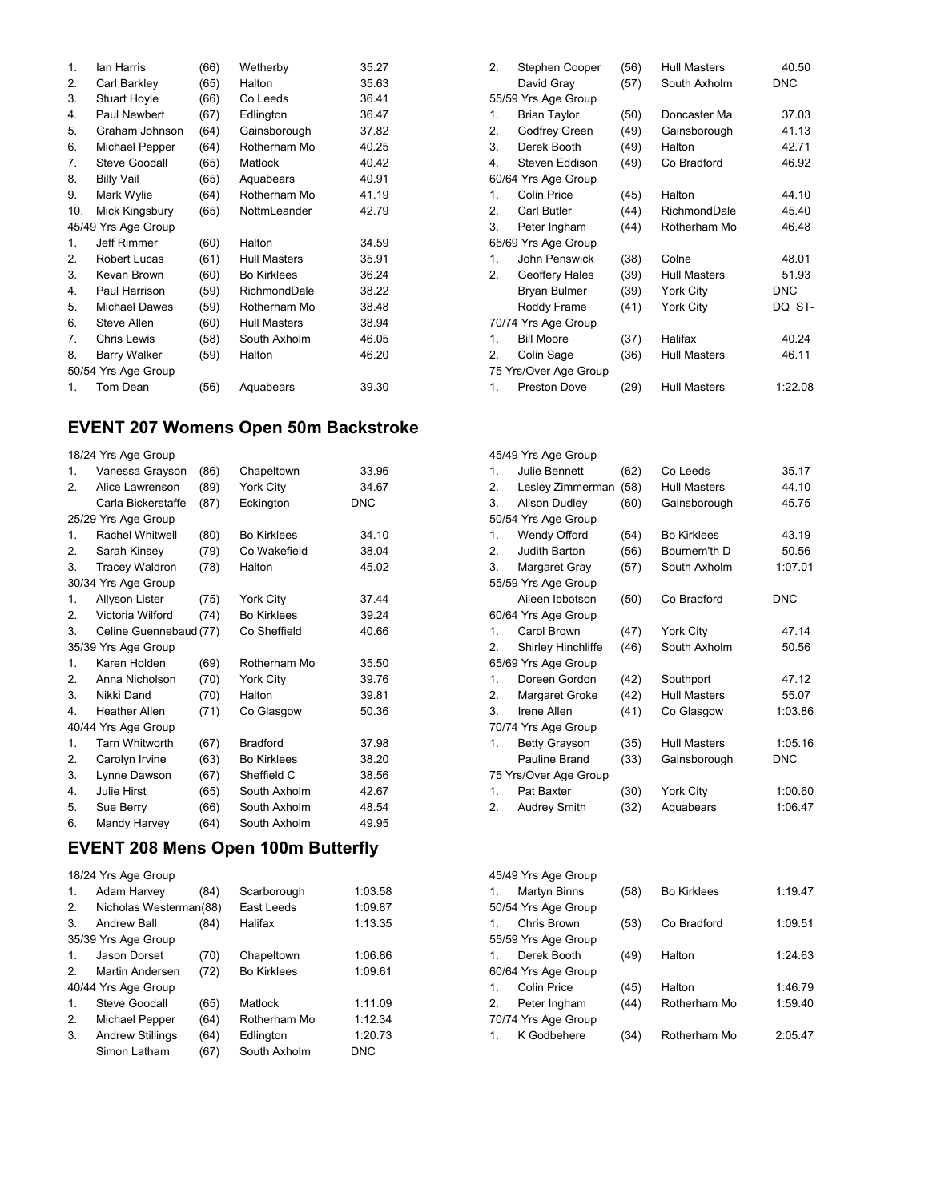| | | | | |
|---|---|---|---|---|
| 1. | Ian Harris | (66) | Wetherby | 35.27 |
| 2. | Carl Barkley | (65) | Halton | 35.63 |
| 3. | Stuart Hoyle | (66) | Co Leeds | 36.41 |
| 4. | Paul Newbert | (67) | Edlington | 36.47 |
| 5. | Graham Johnson | (64) | Gainsborough | 37.82 |
| 6. | Michael Pepper | (64) | Rotherham Mo | 40.25 |
| 7. | Steve Goodall | (65) | Matlock | 40.42 |
| 8. | Billy Vail | (65) | Aquabears | 40.91 |
| 9. | Mark Wylie | (64) | Rotherham Mo | 41.19 |
| 10. | Mick Kingsbury | (65) | NottmLeander | 42.79 |
| 45/49 Yrs Age Group | | | | |
| 1. | Jeff Rimmer | (60) | Halton | 34.59 |
| 2. | Robert Lucas | (61) | Hull Masters | 35.91 |
| 3. | Kevan Brown | (60) | Bo Kirklees | 36.24 |
| 4. | Paul Harrison | (59) | RichmondDale | 38.22 |
| 5. | Michael Dawes | (59) | Rotherham Mo | 38.48 |
| 6. | Steve Allen | (60) | Hull Masters | 38.94 |
| 7. | Chris Lewis | (58) | South Axholm | 46.05 |
| 8. | Barry Walker | (59) | Halton | 46.20 |
| 50/54 Yrs Age Group | | | | |
| 1. | Tom Dean | (56) | Aquabears | 39.30 |
| 2. | Stephen Cooper | (56) | Hull Masters | 40.50 |
| | David Gray | (57) | South Axholm | DNC |
| 55/59 Yrs Age Group | | | | |
| 1. | Brian Taylor | (50) | Doncaster Ma | 37.03 |
| 2. | Godfrey Green | (49) | Gainsborough | 41.13 |
| 3. | Derek Booth | (49) | Halton | 42.71 |
| 4. | Steven Eddison | (49) | Co Bradford | 46.92 |
| 60/64 Yrs Age Group | | | | |
| 1. | Colin Price | (45) | Halton | 44.10 |
| 2. | Carl Butler | (44) | RichmondDale | 45.40 |
| 3. | Peter Ingham | (44) | Rotherham Mo | 46.48 |
| 65/69 Yrs Age Group | | | | |
| 1. | John Penswick | (38) | Colne | 48.01 |
| 2. | Geoffery Hales | (39) | Hull Masters | 51.93 |
| | Bryan Bulmer | (39) | York City | DNC |
| | Roddy Frame | (41) | York City | DQ ST- |
| 70/74 Yrs Age Group | | | | |
| 1. | Bill Moore | (37) | Halifax | 40.24 |
| 2. | Colin Sage | (36) | Hull Masters | 46.11 |
| 75 Yrs/Over Age Group | | | | |
| 1. | Preston Dove | (29) | Hull Masters | 1:22.08 |

## EVENT 207 Womens Open 50m Backstroke

| | | | | |
|---|---|---|---|---|
| 18/24 Yrs Age Group | | | | |
| 1. | Vanessa Grayson | (86) | Chapeltown | 33.96 |
| 2. | Alice Lawrenson | (89) | York City | 34.67 |
| | Carla Bickerstaffe | (87) | Eckington | DNC |
| 25/29 Yrs Age Group | | | | |
| 1. | Rachel Whitwell | (80) | Bo Kirklees | 34.10 |
| 2. | Sarah Kinsey | (79) | Co Wakefield | 38.04 |
| 3. | Tracey Waldron | (78) | Halton | 45.02 |
| 30/34 Yrs Age Group | | | | |
| 1. | Allyson Lister | (75) | York City | 37.44 |
| 2. | Victoria Wilford | (74) | Bo Kirklees | 39.24 |
| 3. | Celine Guennebaud | (77) | Co Sheffield | 40.66 |
| 35/39 Yrs Age Group | | | | |
| 1. | Karen Holden | (69) | Rotherham Mo | 35.50 |
| 2. | Anna Nicholson | (70) | York City | 39.76 |
| 3. | Nikki Dand | (70) | Halton | 39.81 |
| 4. | Heather Allen | (71) | Co Glasgow | 50.36 |
| 40/44 Yrs Age Group | | | | |
| 1. | Tarn Whitworth | (67) | Bradford | 37.98 |
| 2. | Carolyn Irvine | (63) | Bo Kirklees | 38.20 |
| 3. | Lynne Dawson | (67) | Sheffield C | 38.56 |
| 4. | Julie Hirst | (65) | South Axholm | 42.67 |
| 5. | Sue Berry | (66) | South Axholm | 48.54 |
| 6. | Mandy Harvey | (64) | South Axholm | 49.95 |
| 45/49 Yrs Age Group | | | | |
| 1. | Julie Bennett | (62) | Co Leeds | 35.17 |
| 2. | Lesley Zimmerman | (58) | Hull Masters | 44.10 |
| 3. | Alison Dudley | (60) | Gainsborough | 45.75 |
| 50/54 Yrs Age Group | | | | |
| 1. | Wendy Offord | (54) | Bo Kirklees | 43.19 |
| 2. | Judith Barton | (56) | Bournem'th D | 50.56 |
| 3. | Margaret Gray | (57) | South Axholm | 1:07.01 |
| 55/59 Yrs Age Group | | | | |
| | Aileen Ibbotson | (50) | Co Bradford | DNC |
| 60/64 Yrs Age Group | | | | |
| 1. | Carol Brown | (47) | York City | 47.14 |
| 2. | Shirley Hinchliffe | (46) | South Axholm | 50.56 |
| 65/69 Yrs Age Group | | | | |
| 1. | Doreen Gordon | (42) | Southport | 47.12 |
| 2. | Margaret Groke | (42) | Hull Masters | 55.07 |
| 3. | Irene Allen | (41) | Co Glasgow | 1:03.86 |
| 70/74 Yrs Age Group | | | | |
| 1. | Betty Grayson | (35) | Hull Masters | 1:05.16 |
| | Pauline Brand | (33) | Gainsborough | DNC |
| 75 Yrs/Over Age Group | | | | |
| 1. | Pat Baxter | (30) | York City | 1:00.60 |
| 2. | Audrey Smith | (32) | Aquabears | 1:06.47 |

## EVENT 208 Mens Open 100m Butterfly

| | | | | |
|---|---|---|---|---|
| 18/24 Yrs Age Group | | | | |
| 1. | Adam Harvey | (84) | Scarborough | 1:03.58 |
| 2. | Nicholas Westerman | (88) | East Leeds | 1:09.87 |
| 3. | Andrew Ball | (84) | Halifax | 1:13.35 |
| 35/39 Yrs Age Group | | | | |
| 1. | Jason Dorset | (70) | Chapeltown | 1:06.86 |
| 2. | Martin Andersen | (72) | Bo Kirklees | 1:09.61 |
| 40/44 Yrs Age Group | | | | |
| 1. | Steve Goodall | (65) | Matlock | 1:11.09 |
| 2. | Michael Pepper | (64) | Rotherham Mo | 1:12.34 |
| 3. | Andrew Stillings | (64) | Edlington | 1:20.73 |
| | Simon Latham | (67) | South Axholm | DNC |
| 45/49 Yrs Age Group | | | | |
| 1. | Martyn Binns | (58) | Bo Kirklees | 1:19.47 |
| 50/54 Yrs Age Group | | | | |
| 1. | Chris Brown | (53) | Co Bradford | 1:09.51 |
| 55/59 Yrs Age Group | | | | |
| 1. | Derek Booth | (49) | Halton | 1:24.63 |
| 60/64 Yrs Age Group | | | | |
| 1. | Colin Price | (45) | Halton | 1:46.79 |
| 2. | Peter Ingham | (44) | Rotherham Mo | 1:59.40 |
| 70/74 Yrs Age Group | | | | |
| 1. | K Godbehere | (34) | Rotherham Mo | 2:05.47 |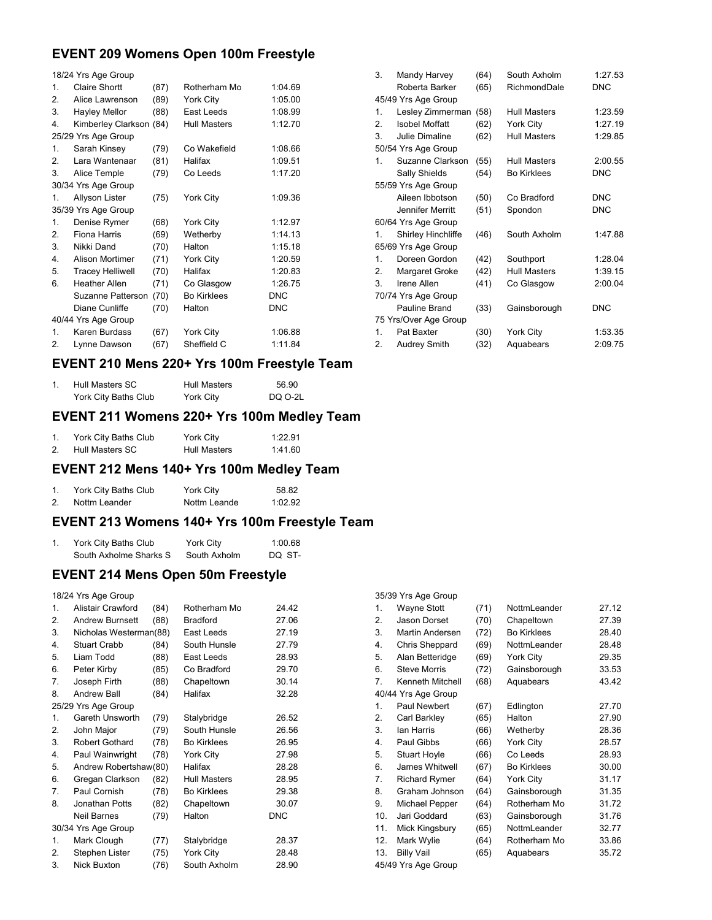## EVENT 209 Womens Open 100m Freestyle

18/24 Yrs Age Group

| | | | | |
|---|---|---|---|---|
| 1. | Claire Shortt | (87) | Rotherham Mo | 1:04.69 |
| 2. | Alice Lawrenson | (89) | York City | 1:05.00 |
| 3. | Hayley Mellor | (88) | East Leeds | 1:08.99 |
| 4. | Kimberley Clarkson | (84) | Hull Masters | 1:12.70 |

25/29 Yrs Age Group

| | | | | |
|---|---|---|---|---|
| 1. | Sarah Kinsey | (79) | Co Wakefield | 1:08.66 |
| 2. | Lara Wantenaar | (81) | Halifax | 1:09.51 |
| 3. | Alice Temple | (79) | Co Leeds | 1:17.20 |

30/34 Yrs Age Group

| | | | | |
|---|---|---|---|---|
| 1. | Allyson Lister | (75) | York City | 1:09.36 |

35/39 Yrs Age Group

| | | | | |
|---|---|---|---|---|
| 1. | Denise Rymer | (68) | York City | 1:12.97 |
| 2. | Fiona Harris | (69) | Wetherby | 1:14.13 |
| 3. | Nikki Dand | (70) | Halton | 1:15.18 |
| 4. | Alison Mortimer | (71) | York City | 1:20.59 |
| 5. | Tracey Helliwell | (70) | Halifax | 1:20.83 |
| 6. | Heather Allen | (71) | Co Glasgow | 1:26.75 |
| | Suzanne Patterson | (70) | Bo Kirklees | DNC |
| | Diane Cunliffe | (70) | Halton | DNC |

40/44 Yrs Age Group

| | | | | |
|---|---|---|---|---|
| 1. | Karen Burdass | (67) | York City | 1:06.88 |
| 2. | Lynne Dawson | (67) | Sheffield C | 1:11.84 |
| 3. | Mandy Harvey | (64) | South Axholm | 1:27.53 |
| | Roberta Barker | (65) | RichmondDale | DNC |

45/49 Yrs Age Group

| | | | | |
|---|---|---|---|---|
| 1. | Lesley Zimmerman | (58) | Hull Masters | 1:23.59 |
| 2. | Isobel Moffatt | (62) | York City | 1:27.19 |
| 3. | Julie Dimaline | (62) | Hull Masters | 1:29.85 |

50/54 Yrs Age Group

| | | | | |
|---|---|---|---|---|
| 1. | Suzanne Clarkson | (55) | Hull Masters | 2:00.55 |
| | Sally Shields | (54) | Bo Kirklees | DNC |

55/59 Yrs Age Group

| | | | | |
|---|---|---|---|---|
| | Aileen Ibbotson | (50) | Co Bradford | DNC |
| | Jennifer Merritt | (51) | Spondon | DNC |

60/64 Yrs Age Group

| | | | | |
|---|---|---|---|---|
| 1. | Shirley Hinchliffe | (46) | South Axholm | 1:47.88 |

65/69 Yrs Age Group

| | | | | |
|---|---|---|---|---|
| 1. | Doreen Gordon | (42) | Southport | 1:28.04 |
| 2. | Margaret Groke | (42) | Hull Masters | 1:39.15 |
| 3. | Irene Allen | (41) | Co Glasgow | 2:00.04 |

70/74 Yrs Age Group

| | | | | |
|---|---|---|---|---|
| | Pauline Brand | (33) | Gainsborough | DNC |

75 Yrs/Over Age Group

| | | | | |
|---|---|---|---|---|
| 1. | Pat Baxter | (30) | York City | 1:53.35 |
| 2. | Audrey Smith | (32) | Aquabears | 2:09.75 |

## EVENT 210 Mens 220+ Yrs 100m Freestyle Team

| | | | |
|---|---|---|---|
| 1. | Hull Masters SC | Hull Masters | 56.90 |
| | York City Baths Club | York City | DQ O-2L |

## EVENT 211 Womens 220+ Yrs 100m Medley Team

| | | | |
|---|---|---|---|
| 1. | York City Baths Club | York City | 1:22.91 |
| 2. | Hull Masters SC | Hull Masters | 1:41.60 |

## EVENT 212 Mens 140+ Yrs 100m Medley Team

| | | | |
|---|---|---|---|
| 1. | York City Baths Club | York City | 58.82 |
| 2. | Nottm Leander | Nottm Leande | 1:02.92 |

## EVENT 213 Womens 140+ Yrs 100m Freestyle Team

| | | | |
|---|---|---|---|
| 1. | York City Baths Club | York City | 1:00.68 |
| | South Axholme Sharks S | South Axholm | DQ ST- |

## EVENT 214 Mens Open 50m Freestyle

18/24 Yrs Age Group

| | | | | |
|---|---|---|---|---|
| 1. | Alistair Crawford | (84) | Rotherham Mo | 24.42 |
| 2. | Andrew Burnsett | (88) | Bradford | 27.06 |
| 3. | Nicholas Westerman | (88) | East Leeds | 27.19 |
| 4. | Stuart Crabb | (84) | South Hunsle | 27.79 |
| 5. | Liam Todd | (88) | East Leeds | 28.93 |
| 6. | Peter Kirby | (85) | Co Bradford | 29.70 |
| 7. | Joseph Firth | (88) | Chapeltown | 30.14 |
| 8. | Andrew Ball | (84) | Halifax | 32.28 |

25/29 Yrs Age Group

| | | | | |
|---|---|---|---|---|
| 1. | Gareth Unsworth | (79) | Stalybridge | 26.52 |
| 2. | John Major | (79) | South Hunsle | 26.56 |
| 3. | Robert Gothard | (78) | Bo Kirklees | 26.95 |
| 4. | Paul Wainwright | (78) | York City | 27.98 |
| 5. | Andrew Robertshaw | (80) | Halifax | 28.28 |
| 6. | Gregan Clarkson | (82) | Hull Masters | 28.95 |
| 7. | Paul Cornish | (78) | Bo Kirklees | 29.38 |
| 8. | Jonathan Potts | (82) | Chapeltown | 30.07 |
| | Neil Barnes | (79) | Halton | DNC |

30/34 Yrs Age Group

| | | | | |
|---|---|---|---|---|
| 1. | Mark Clough | (77) | Stalybridge | 28.37 |
| 2. | Stephen Lister | (75) | York City | 28.48 |
| 3. | Nick Buxton | (76) | South Axholm | 28.90 |

35/39 Yrs Age Group

| | | | | |
|---|---|---|---|---|
| 1. | Wayne Stott | (71) | NottmLeander | 27.12 |
| 2. | Jason Dorset | (70) | Chapeltown | 27.39 |
| 3. | Martin Andersen | (72) | Bo Kirklees | 28.40 |
| 4. | Chris Sheppard | (69) | NottmLeander | 28.48 |
| 5. | Alan Betteridge | (69) | York City | 29.35 |
| 6. | Steve Morris | (72) | Gainsborough | 33.53 |
| 7. | Kenneth Mitchell | (68) | Aquabears | 43.42 |

40/44 Yrs Age Group

| | | | | |
|---|---|---|---|---|
| 1. | Paul Newbert | (67) | Edlington | 27.70 |
| 2. | Carl Barkley | (65) | Halton | 27.90 |
| 3. | Ian Harris | (66) | Wetherby | 28.36 |
| 4. | Paul Gibbs | (66) | York City | 28.57 |
| 5. | Stuart Hoyle | (66) | Co Leeds | 28.93 |
| 6. | James Whitwell | (67) | Bo Kirklees | 30.00 |
| 7. | Richard Rymer | (64) | York City | 31.17 |
| 8. | Graham Johnson | (64) | Gainsborough | 31.35 |
| 9. | Michael Pepper | (64) | Rotherham Mo | 31.72 |
| 10. | Jari Goddard | (63) | Gainsborough | 31.76 |
| 11. | Mick Kingsbury | (65) | NottmLeander | 32.77 |
| 12. | Mark Wylie | (64) | Rotherham Mo | 33.86 |
| 13. | Billy Vail | (65) | Aquabears | 35.72 |

45/49 Yrs Age Group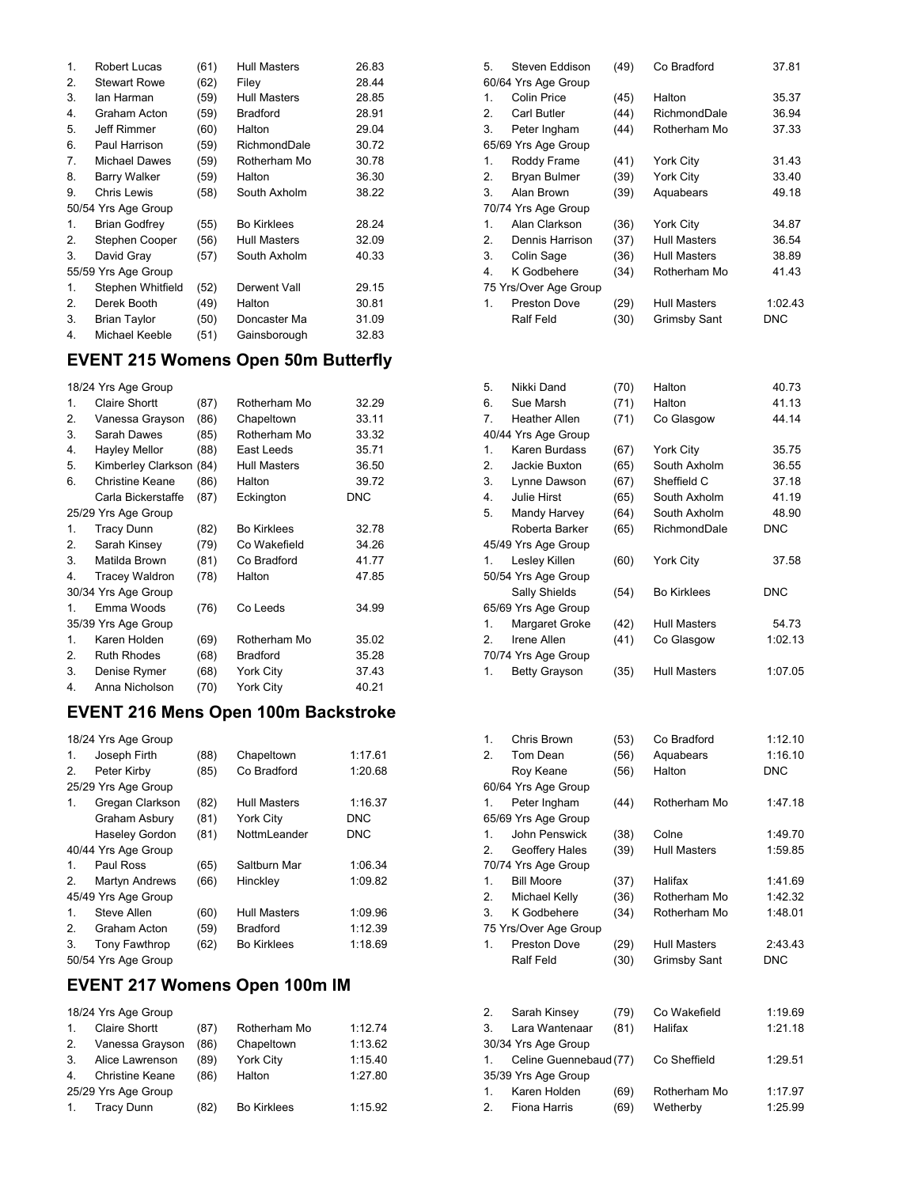1. Robert Lucas (61) Hull Masters 26.83
2. Stewart Rowe (62) Filey 28.44
3. Ian Harman (59) Hull Masters 28.85
4. Graham Acton (59) Bradford 28.91
5. Jeff Rimmer (60) Halton 29.04
6. Paul Harrison (59) RichmondDale 30.72
7. Michael Dawes (59) Rotherham Mo 30.78
8. Barry Walker (59) Halton 36.30
9. Chris Lewis (58) South Axholm 38.22

50/54 Yrs Age Group

1. Brian Godfrey (55) Bo Kirklees 28.24
2. Stephen Cooper (56) Hull Masters 32.09
3. David Gray (57) South Axholm 40.33

55/59 Yrs Age Group

1. Stephen Whitfield (52) Derwent Vall 29.15
2. Derek Booth (49) Halton 30.81
3. Brian Taylor (50) Doncaster Ma 31.09
4. Michael Keeble (51) Gainsborough 32.83
5. Steven Eddison (49) Co Bradford 37.81

60/64 Yrs Age Group

1. Colin Price (45) Halton 35.37
2. Carl Butler (44) RichmondDale 36.94
3. Peter Ingham (44) Rotherham Mo 37.33

65/69 Yrs Age Group

1. Roddy Frame (41) York City 31.43
2. Bryan Bulmer (39) York City 33.40
3. Alan Brown (39) Aquabears 49.18

70/74 Yrs Age Group

1. Alan Clarkson (36) York City 34.87
2. Dennis Harrison (37) Hull Masters 36.54
3. Colin Sage (36) Hull Masters 38.89
4. K Godbehere (34) Rotherham Mo 41.43

75 Yrs/Over Age Group

1. Preston Dove (29) Hull Masters 1:02.43
   Ralf Feld (30) Grimsby Sant DNC

## EVENT 215 Womens Open 50m Butterfly

18/24 Yrs Age Group

1. Claire Shortt (87) Rotherham Mo 32.29
2. Vanessa Grayson (86) Chapeltown 33.11
3. Sarah Dawes (85) Rotherham Mo 33.32
4. Hayley Mellor (88) East Leeds 35.71
5. Kimberley Clarkson (84) Hull Masters 36.50
6. Christine Keane (86) Halton 39.72
   Carla Bickerstaffe (87) Eckington DNC

25/29 Yrs Age Group

1. Tracy Dunn (82) Bo Kirklees 32.78
2. Sarah Kinsey (79) Co Wakefield 34.26
3. Matilda Brown (81) Co Bradford 41.77
4. Tracey Waldron (78) Halton 47.85

30/34 Yrs Age Group

1. Emma Woods (76) Co Leeds 34.99

35/39 Yrs Age Group

1. Karen Holden (69) Rotherham Mo 35.02
2. Ruth Rhodes (68) Bradford 35.28
3. Denise Rymer (68) York City 37.43
4. Anna Nicholson (70) York City 40.21
5. Nikki Dand (70) Halton 40.73
6. Sue Marsh (71) Halton 41.13
7. Heather Allen (71) Co Glasgow 44.14

40/44 Yrs Age Group

1. Karen Burdass (67) York City 35.75
2. Jackie Buxton (65) South Axholm 36.55
3. Lynne Dawson (67) Sheffield C 37.18
4. Julie Hirst (65) South Axholm 41.19
5. Mandy Harvey (64) South Axholm 48.90
   Roberta Barker (65) RichmondDale DNC

45/49 Yrs Age Group

1. Lesley Killen (60) York City 37.58

50/54 Yrs Age Group

   Sally Shields (54) Bo Kirklees DNC

65/69 Yrs Age Group

1. Margaret Groke (42) Hull Masters 54.73
2. Irene Allen (41) Co Glasgow 1:02.13

70/74 Yrs Age Group

1. Betty Grayson (35) Hull Masters 1:07.05

## EVENT 216 Mens Open 100m Backstroke

18/24 Yrs Age Group

1. Joseph Firth (88) Chapeltown 1:17.61
2. Peter Kirby (85) Co Bradford 1:20.68

25/29 Yrs Age Group

1. Gregan Clarkson (82) Hull Masters 1:16.37
   Graham Asbury (81) York City DNC
   Haseley Gordon (81) NottmLeander DNC

40/44 Yrs Age Group

1. Paul Ross (65) Saltburn Mar 1:06.34
2. Martyn Andrews (66) Hinckley 1:09.82

45/49 Yrs Age Group

1. Steve Allen (60) Hull Masters 1:09.96
2. Graham Acton (59) Bradford 1:12.39
3. Tony Fawthrop (62) Bo Kirklees 1:18.69

50/54 Yrs Age Group

1. Chris Brown (53) Co Bradford 1:12.10
2. Tom Dean (56) Aquabears 1:16.10
   Roy Keane (56) Halton DNC

60/64 Yrs Age Group

1. Peter Ingham (44) Rotherham Mo 1:47.18

65/69 Yrs Age Group

1. John Penswick (38) Colne 1:49.70
2. Geoffery Hales (39) Hull Masters 1:59.85

70/74 Yrs Age Group

1. Bill Moore (37) Halifax 1:41.69
2. Michael Kelly (36) Rotherham Mo 1:42.32
3. K Godbehere (34) Rotherham Mo 1:48.01

75 Yrs/Over Age Group

1. Preston Dove (29) Hull Masters 2:43.43
   Ralf Feld (30) Grimsby Sant DNC

## EVENT 217 Womens Open 100m IM

18/24 Yrs Age Group

1. Claire Shortt (87) Rotherham Mo 1:12.74
2. Vanessa Grayson (86) Chapeltown 1:13.62
3. Alice Lawrenson (89) York City 1:15.40
4. Christine Keane (86) Halton 1:27.80

25/29 Yrs Age Group

1. Tracy Dunn (82) Bo Kirklees 1:15.92
2. Sarah Kinsey (79) Co Wakefield 1:19.69
3. Lara Wantenaar (81) Halifax 1:21.18

30/34 Yrs Age Group

1. Celine Guennebaud (77) Co Sheffield 1:29.51

35/39 Yrs Age Group

1. Karen Holden (69) Rotherham Mo 1:17.97
2. Fiona Harris (69) Wetherby 1:25.99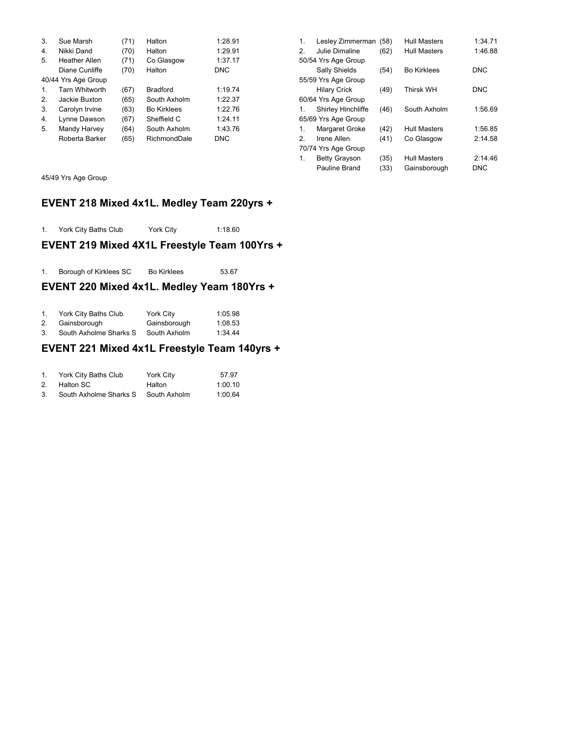| | | | | |
|---|---|---|---|---|
| 3. | Sue Marsh | (71) | Halton | 1:28.91 |
| 4. | Nikki Dand | (70) | Halton | 1:29.91 |
| 5. | Heather Allen | (71) | Co Glasgow | 1:37.17 |
| | Diane Cunliffe | (70) | Halton | DNC |

40/44 Yrs Age Group

| | | | | |
|---|---|---|---|---|
| 1. | Tarn Whitworth | (67) | Bradford | 1:19.74 |
| 2. | Jackie Buxton | (65) | South Axholm | 1:22.37 |
| 3. | Carolyn Irvine | (63) | Bo Kirklees | 1:22.76 |
| 4. | Lynne Dawson | (67) | Sheffield C | 1:24.11 |
| 5. | Mandy Harvey | (64) | South Axholm | 1:43.76 |
| | Roberta Barker | (65) | RichmondDale | DNC |

45/49 Yrs Age Group

| | | | | |
|---|---|---|---|---|
| 1. | Lesley Zimmerman | (58) | Hull Masters | 1:34.71 |
| 2. | Julie Dimaline | (62) | Hull Masters | 1:46.88 |

50/54 Yrs Age Group

| | | | | |
|---|---|---|---|---|
| | Sally Shields | (54) | Bo Kirklees | DNC |

55/59 Yrs Age Group

| | | | | |
|---|---|---|---|---|
| | Hilary Crick | (49) | Thirsk WH | DNC |

60/64 Yrs Age Group

| | | | | |
|---|---|---|---|---|
| 1. | Shirley Hinchliffe | (46) | South Axholm | 1:56.69 |

65/69 Yrs Age Group

| | | | | |
|---|---|---|---|---|
| 1. | Margaret Groke | (42) | Hull Masters | 1:56.85 |
| 2. | Irene Allen | (41) | Co Glasgow | 2:14.58 |

70/74 Yrs Age Group

| | | | | |
|---|---|---|---|---|
| 1. | Betty Grayson | (35) | Hull Masters | 2:14.46 |
| | Pauline Brand | (33) | Gainsborough | DNC |

## EVENT 218 Mixed 4x1L. Medley Team 220yrs +

| | | | |
|---|---|---|---|
| 1. | York City Baths Club | York City | 1:18.60 |

## EVENT 219 Mixed 4X1L Freestyle Team 100Yrs +

| | | | |
|---|---|---|---|
| 1. | Borough of Kirklees SC | Bo Kirklees | 53.67 |

## EVENT 220 Mixed 4x1L. Medley Yeam 180Yrs +

| | | | |
|---|---|---|---|
| 1. | York City Baths Club | York City | 1:05.98 |
| 2. | Gainsborough | Gainsborough | 1:08.53 |
| 3. | South Axholme Sharks S | South Axholm | 1:34.44 |

## EVENT 221 Mixed 4x1L Freestyle Team 140yrs +

| | | | |
|---|---|---|---|
| 1. | York City Baths Club | York City | 57.97 |
| 2. | Halton SC | Halton | 1:00.10 |
| 3. | South Axholme Sharks S | South Axholm | 1:00.64 |